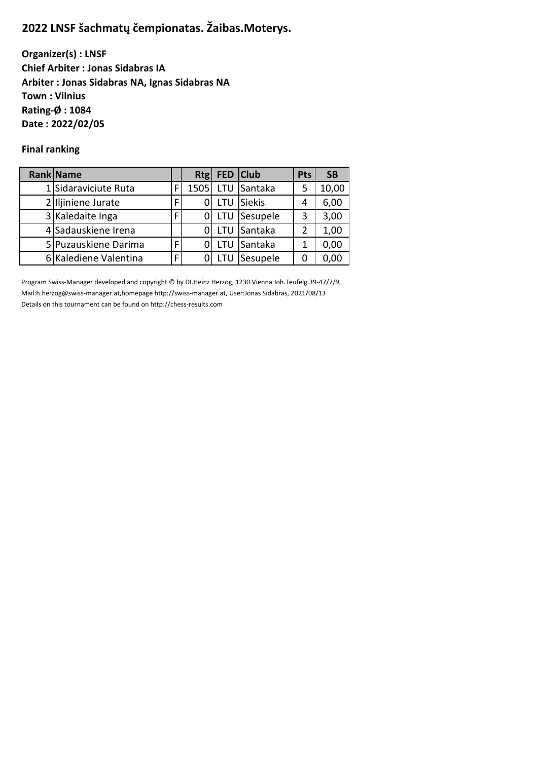# 2022 LNSF šachmatų čempionatas. Žaibas.Moterys.

**Organizer(s) : LNSF**
**Chief Arbiter : Jonas Sidabras IA**
**Arbiter : Jonas Sidabras NA, Ignas Sidabras NA**
**Town : Vilnius**
**Rating-Ø : 1084**
**Date : 2022/02/05**

**Final ranking**

| Rank | Name | | Rtg | FED | Club | Pts | SB |
|---|---|---|---|---|---|---|---|
| 1 | Sidaraviciute Ruta | F | 1505 | LTU | Santaka | 5 | 10,00 |
| 2 | Iljiniene Jurate | F | 0 | LTU | Siekis | 4 | 6,00 |
| 3 | Kaledaite Inga | F | 0 | LTU | Sesupele | 3 | 3,00 |
| 4 | Sadauskiene Irena | | 0 | LTU | Santaka | 2 | 1,00 |
| 5 | Puzauskiene Darima | F | 0 | LTU | Santaka | 1 | 0,00 |
| 6 | Kalediene Valentina | F | 0 | LTU | Sesupele | 0 | 0,00 |

Program Swiss-Manager developed and copyright © by DI.Heinz Herzog, 1230 Vienna Joh.Teufelg.39-47/7/9, Mail:h.herzog@swiss-manager.at,homepage http://swiss-manager.at, User:Jonas Sidabras, 2021/08/13
Details on this tournament can be found on http://chess-results.com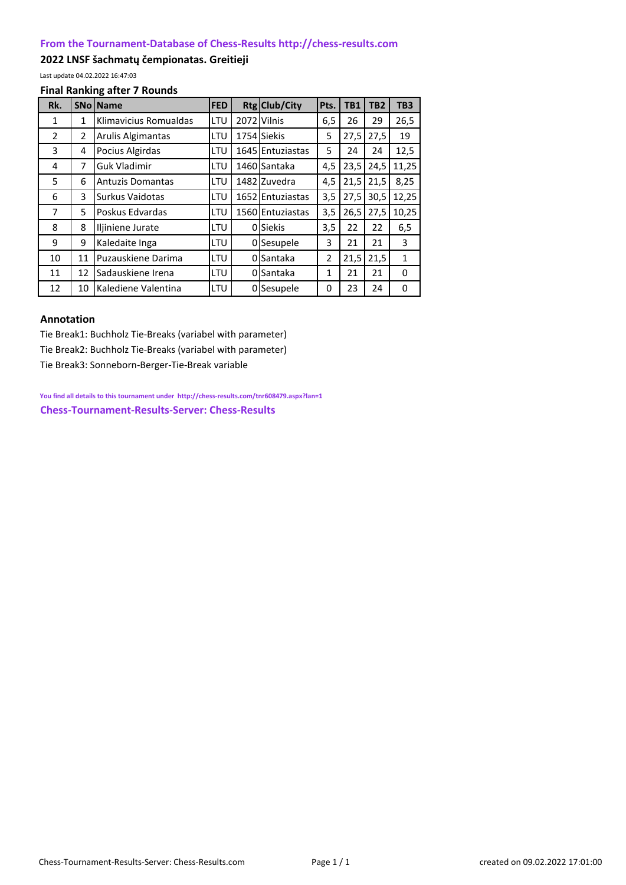**From the Tournament-Database of Chess-Results http://chess-results.com**

## 2022 LNSF šachmatų čempionatas. Greitieji

Last update 04.02.2022 16:47:03

### Final Ranking after 7 Rounds

| Rk. | SNo | Name | FED | Rtg | Club/City | Pts. | TB1 | TB2 | TB3 |
|---|---|---|---|---|---|---|---|---|---|
| 1 | 1 | Klimavicius Romualdas | LTU | 2072 | Vilnis | 6,5 | 26 | 29 | 26,5 |
| 2 | 2 | Arulis Algimantas | LTU | 1754 | Siekis | 5 | 27,5 | 27,5 | 19 |
| 3 | 4 | Pocius Algirdas | LTU | 1645 | Entuziastas | 5 | 24 | 24 | 12,5 |
| 4 | 7 | Guk Vladimir | LTU | 1460 | Santaka | 4,5 | 23,5 | 24,5 | 11,25 |
| 5 | 6 | Antuzis Domantas | LTU | 1482 | Zuvedra | 4,5 | 21,5 | 21,5 | 8,25 |
| 6 | 3 | Surkus Vaidotas | LTU | 1652 | Entuziastas | 3,5 | 27,5 | 30,5 | 12,25 |
| 7 | 5 | Poskus Edvardas | LTU | 1560 | Entuziastas | 3,5 | 26,5 | 27,5 | 10,25 |
| 8 | 8 | Iljiniene Jurate | LTU | 0 | Siekis | 3,5 | 22 | 22 | 6,5 |
| 9 | 9 | Kaledaite Inga | LTU | 0 | Sesupele | 3 | 21 | 21 | 3 |
| 10 | 11 | Puzauskiene Darima | LTU | 0 | Santaka | 2 | 21,5 | 21,5 | 1 |
| 11 | 12 | Sadauskiene Irena | LTU | 0 | Santaka | 1 | 21 | 21 | 0 |
| 12 | 10 | Kalediene Valentina | LTU | 0 | Sesupele | 0 | 23 | 24 | 0 |

### Annotation

Tie Break1: Buchholz Tie-Breaks (variabel with parameter)

Tie Break2: Buchholz Tie-Breaks (variabel with parameter)

Tie Break3: Sonneborn-Berger-Tie-Break variable

You find all details to this tournament under http://chess-results.com/tnr608479.aspx?lan=1

**Chess-Tournament-Results-Server: Chess-Results**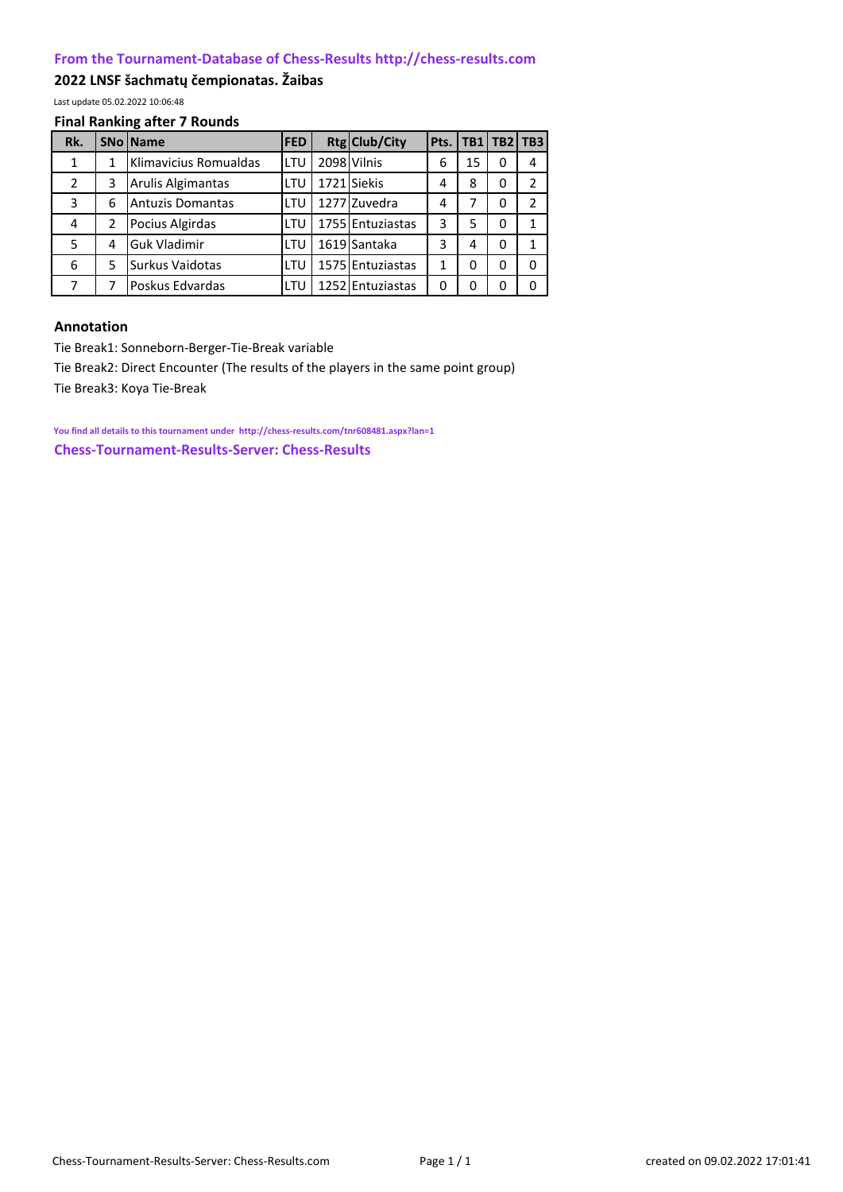**From the Tournament-Database of Chess-Results http://chess-results.com**

## 2022 LNSF šachmatų čempionatas. Žaibas

Last update 05.02.2022 10:06:48

### Final Ranking after 7 Rounds

| Rk. | SNo | Name | FED | Rtg | Club/City | Pts. | TB1 | TB2 | TB3 |
|---|---|---|---|---|---|---|---|---|---|
| 1 | 1 | Klimavicius Romualdas | LTU | 2098 | Vilnis | 6 | 15 | 0 | 4 |
| 2 | 3 | Arulis Algimantas | LTU | 1721 | Siekis | 4 | 8 | 0 | 2 |
| 3 | 6 | Antuzis Domantas | LTU | 1277 | Zuvedra | 4 | 7 | 0 | 2 |
| 4 | 2 | Pocius Algirdas | LTU | 1755 | Entuziastas | 3 | 5 | 0 | 1 |
| 5 | 4 | Guk Vladimir | LTU | 1619 | Santaka | 3 | 4 | 0 | 1 |
| 6 | 5 | Surkus Vaidotas | LTU | 1575 | Entuziastas | 1 | 0 | 0 | 0 |
| 7 | 7 | Poskus Edvardas | LTU | 1252 | Entuziastas | 0 | 0 | 0 | 0 |

### Annotation

Tie Break1: Sonneborn-Berger-Tie-Break variable

Tie Break2: Direct Encounter (The results of the players in the same point group)

Tie Break3: Koya Tie-Break

You find all details to this tournament under http://chess-results.com/tnr608481.aspx?lan=1

**Chess-Tournament-Results-Server: Chess-Results**